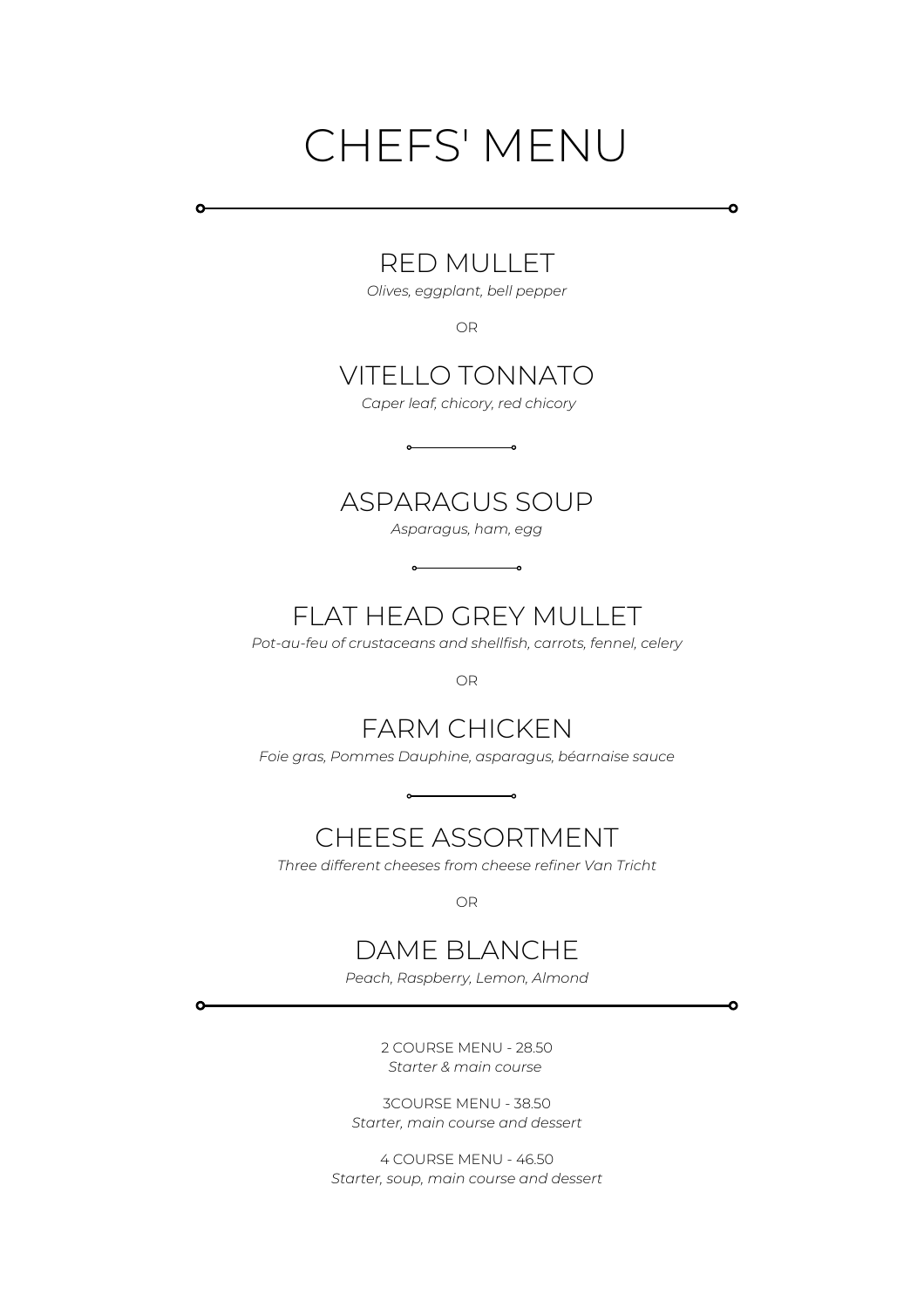# CHEFS' MENU

---

## RED MULLET

*Olives, eggplant, bell pepper*

OR

## VITELLO TONNATO

*Caper leaf, chicory, red chicory*

---

## ASPARAGUS SOUP

*Asparagus, ham, egg*

---

## FLAT HEAD GREY MULLET

*Pot-au-feu of crustaceans and shellfish, carrots, fennel, celery*

OR

## FARM CHICKEN

*Foie gras, Pommes Dauphine, asparagus, béarnaise sauce*

---

## CHEESE ASSORTMENT

*Three different cheeses from cheese refiner Van Tricht*

OR

## DAME BLANCHE

*Peach, Raspberry, Lemon, Almond*

---

2 COURSE MENU - 28.50
*Starter & main course*

3COURSE MENU - 38.50
*Starter, main course and dessert*

4 COURSE MENU - 46.50
*Starter, soup, main course and dessert*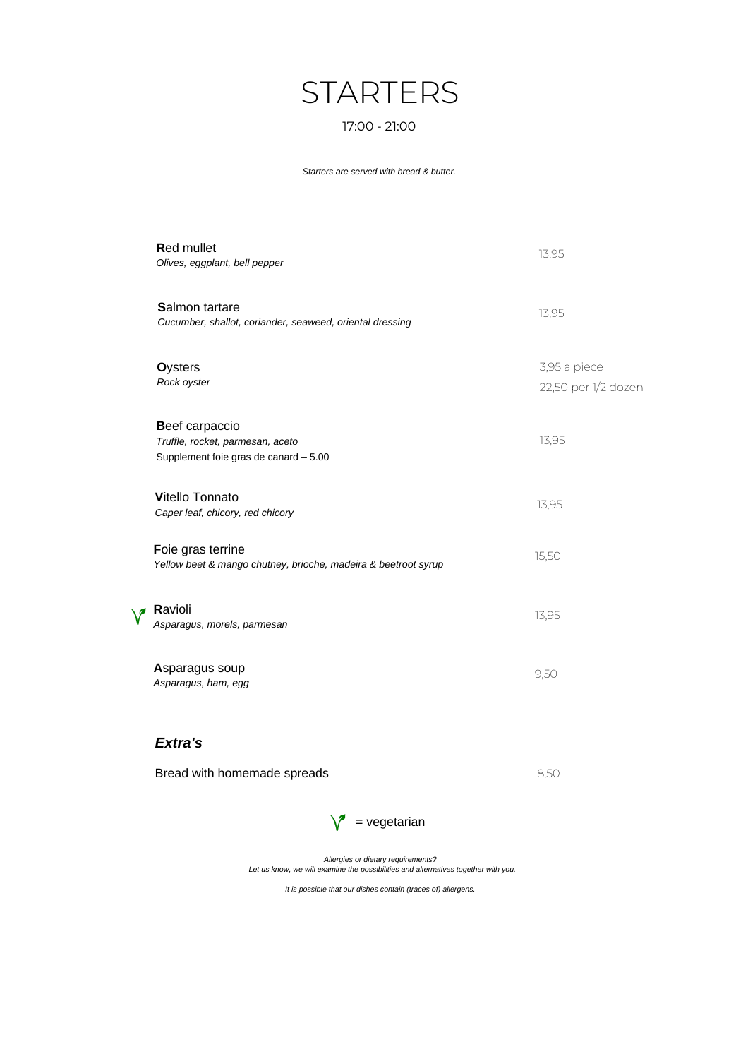# STARTERS

17:00 - 21:00

*Starters are served with bread & butter.*

**R**ed mullet
*Olives, eggplant, bell pepper*
13,95

**S**almon tartare
*Cucumber, shallot, coriander, seaweed, oriental dressing*
13,95

**O**ysters
*Rock oyster*
3,95 a piece
22,50 per 1/2 dozen

**B**eef carpaccio
*Truffle, rocket, parmesan, aceto*
Supplement foie gras de canard – 5.00
13,95

**V**itello Tonnato
*Caper leaf, chicory, red chicory*
13,95

**F**oie gras terrine
*Yellow beet & mango chutney, brioche, madeira & beetroot syrup*
15,50

(V) **R**avioli
*Asparagus, morels, parmesan*
13,95

**A**sparagus soup
*Asparagus, ham, egg*
9,50

## *Extra's*

Bread with homemade spreads
8,50

(V) = vegetarian

*Allergies or dietary requirements?*
*Let us know, we will examine the possibilities and alternatives together with you.*

*It is possible that our dishes contain (traces of) allergens.*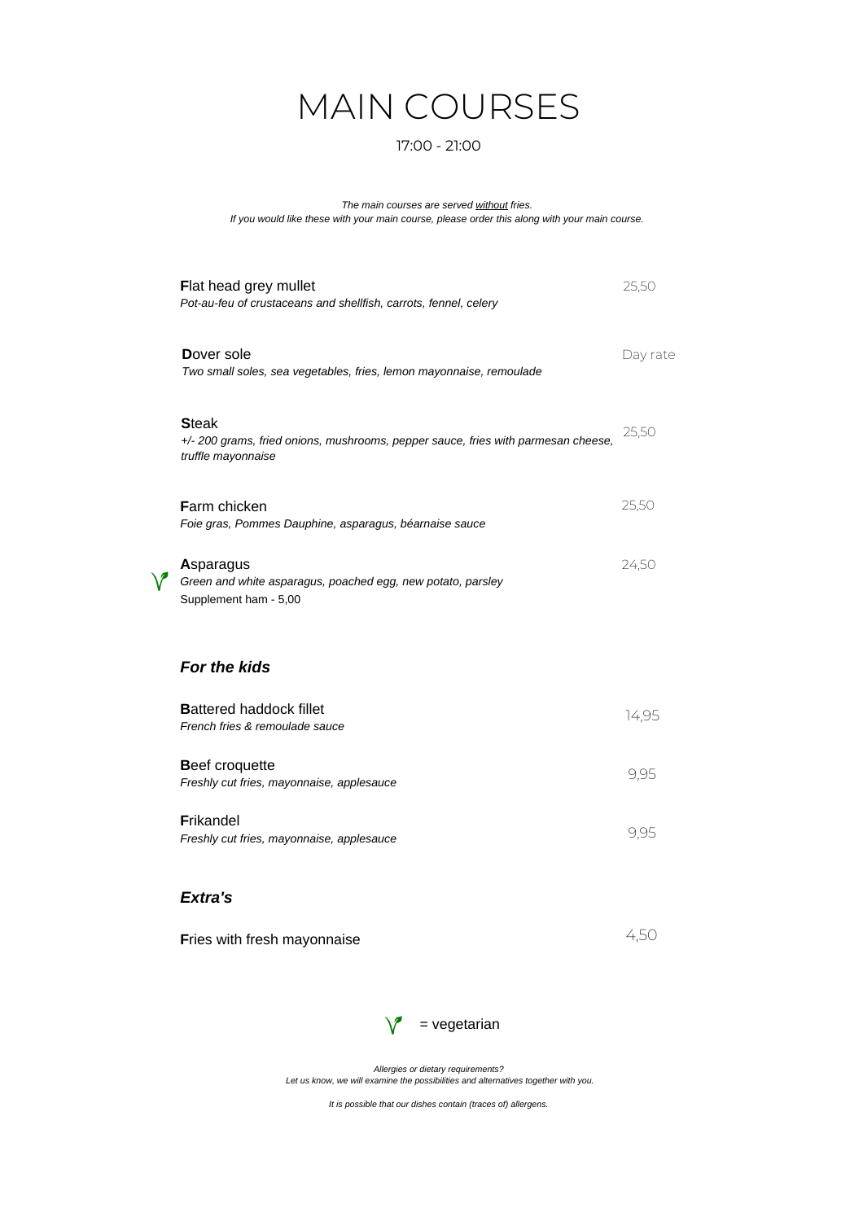# MAIN COURSES

17:00 - 21:00

*The main courses are served <u>without</u> fries.*
*If you would like these with your main course, please order this along with your main course.*

**F**lat head grey mullet — 25,50
*Pot-au-feu of crustaceans and shellfish, carrots, fennel, celery*

**D**over sole — Day rate
*Two small soles, sea vegetables, fries, lemon mayonnaise, remoulade*

**S**teak — 25,50
*+/- 200 grams, fried onions, mushrooms, pepper sauce, fries with parmesan cheese, truffle mayonnaise*

**F**arm chicken — 25,50
*Foie gras, Pommes Dauphine, asparagus, béarnaise sauce*

(vegetarian) **A**sparagus — 24,50
*Green and white asparagus, poached egg, new potato, parsley*
Supplement ham - 5,00

## *For the kids*

**B**attered haddock fillet — 14,95
*French fries & remoulade sauce*

**B**eef croquette — 9,95
*Freshly cut fries, mayonnaise, applesauce*

**F**rikandel — 9,95
*Freshly cut fries, mayonnaise, applesauce*

## *Extra's*

**F**ries with fresh mayonnaise — 4,50

(leaf symbol) = vegetarian

*Allergies or dietary requirements?*
*Let us know, we will examine the possibilities and alternatives together with you.*

*It is possible that our dishes contain (traces of) allergens.*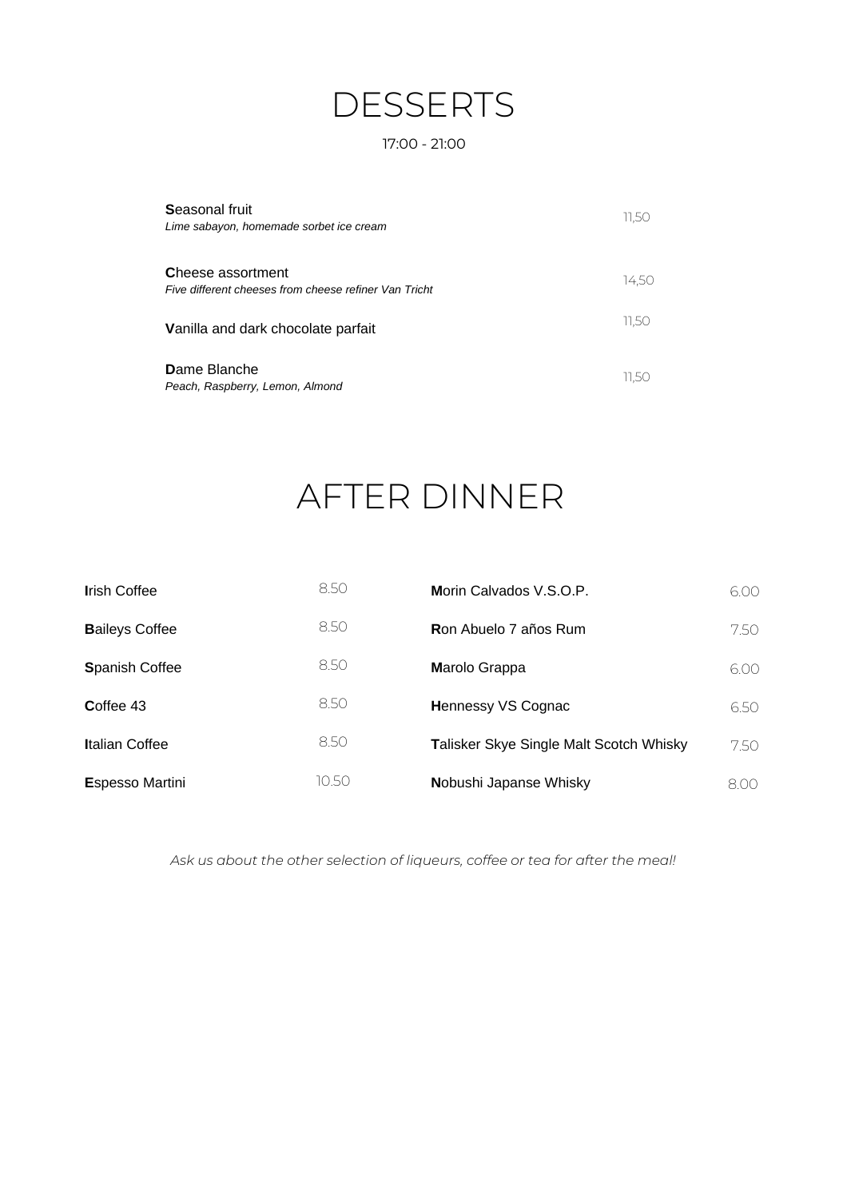# DESSERTS

17:00 - 21:00

| | |
|---|---|
| **S**easonal fruit<br>*Lime sabayon, homemade sorbet ice cream* | 11,50 |
| **C**heese assortment<br>*Five different cheeses from cheese refiner Van Tricht* | 14,50 |
| **V**anilla and dark chocolate parfait | 11,50 |
| **D**ame Blanche<br>*Peach, Raspberry, Lemon, Almond* | 11,50 |

# AFTER DINNER

| | | | |
|---|---|---|---|
| **I**rish Coffee | 8.50 | **M**orin Calvados V.S.O.P. | 6.00 |
| **B**aileys Coffee | 8.50 | **R**on Abuelo 7 años Rum | 7.50 |
| **S**panish Coffee | 8.50 | **M**arolo Grappa | 6.00 |
| **C**offee 43 | 8.50 | **H**ennessy VS Cognac | 6.50 |
| **I**talian Coffee | 8.50 | **T**alisker Skye Single Malt Scotch Whisky | 7.50 |
| **E**spesso Martini | 10.50 | **N**obushi Japanse Whisky | 8.00 |

*Ask us about the other selection of liqueurs, coffee or tea for after the meal!*